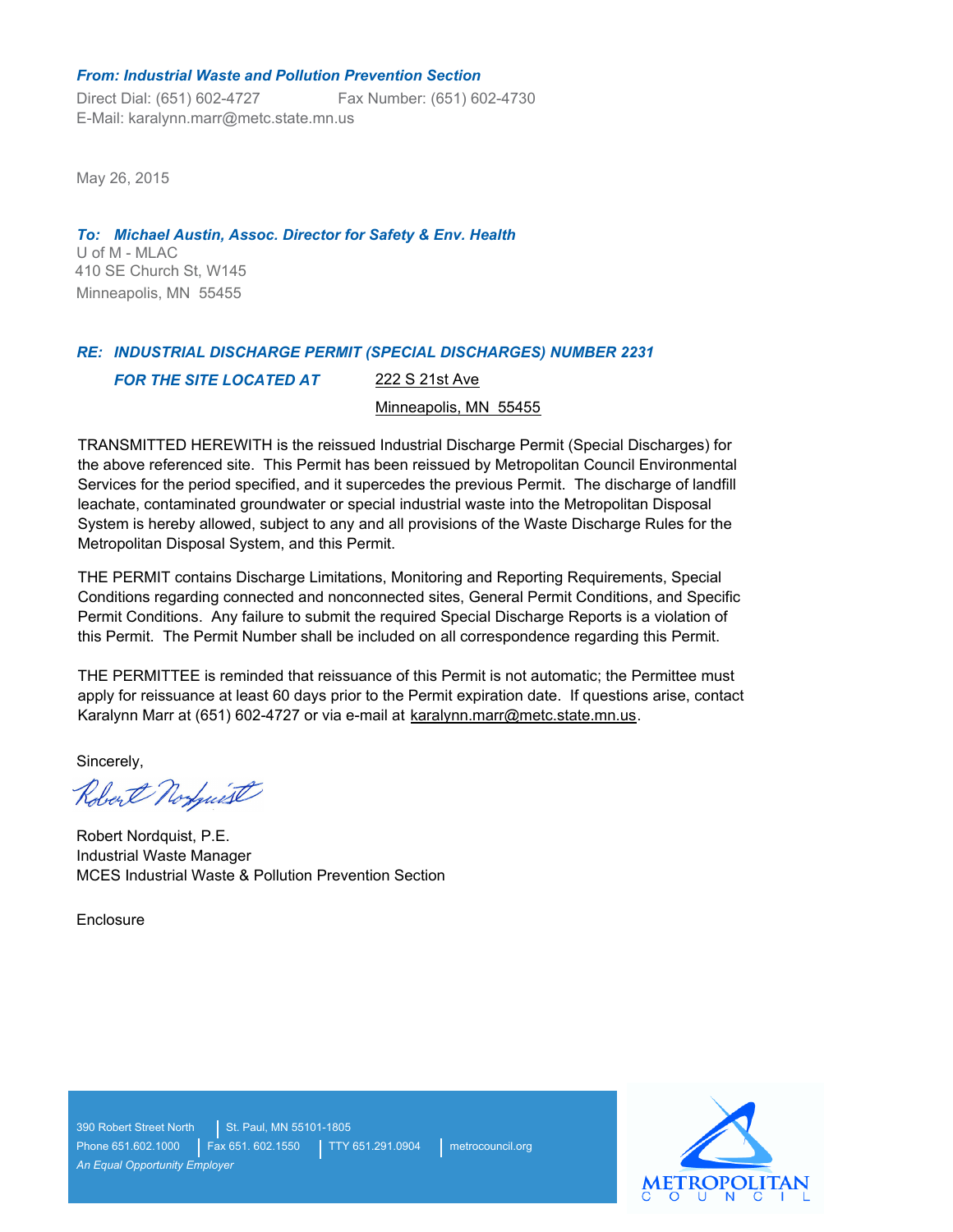***From: Industrial Waste and Pollution Prevention Section***

Direct Dial: (651) 602-4727 Fax Number: (651) 602-4730
E-Mail: karalynn.marr@metc.state.mn.us

May 26, 2015

***To: Michael Austin, Assoc. Director for Safety & Env. Health***
U of M - MLAC
410 SE Church St, W145
Minneapolis, MN 55455

***RE: INDUSTRIAL DISCHARGE PERMIT (SPECIAL DISCHARGES) NUMBER 2231***

***FOR THE SITE LOCATED AT*** 222 S 21st Ave
Minneapolis, MN 55455

TRANSMITTED HEREWITH is the reissued Industrial Discharge Permit (Special Discharges) for the above referenced site. This Permit has been reissued by Metropolitan Council Environmental Services for the period specified, and it supercedes the previous Permit. The discharge of landfill leachate, contaminated groundwater or special industrial waste into the Metropolitan Disposal System is hereby allowed, subject to any and all provisions of the Waste Discharge Rules for the Metropolitan Disposal System, and this Permit.

THE PERMIT contains Discharge Limitations, Monitoring and Reporting Requirements, Special Conditions regarding connected and nonconnected sites, General Permit Conditions, and Specific Permit Conditions. Any failure to submit the required Special Discharge Reports is a violation of this Permit. The Permit Number shall be included on all correspondence regarding this Permit.

THE PERMITTEE is reminded that reissuance of this Permit is not automatic; the Permittee must apply for reissuance at least 60 days prior to the Permit expiration date. If questions arise, contact Karalynn Marr at (651) 602-4727 or via e-mail at karalynn.marr@metc.state.mn.us.

Sincerely,

Robert Nordquist, P.E.
Industrial Waste Manager
MCES Industrial Waste & Pollution Prevention Section

Enclosure

390 Robert Street North | St. Paul, MN 55101-1805
Phone 651.602.1000 | Fax 651. 602.1550 | TTY 651.291.0904 | metrocouncil.org
*An Equal Opportunity Employer*

METROPOLITAN COUNCIL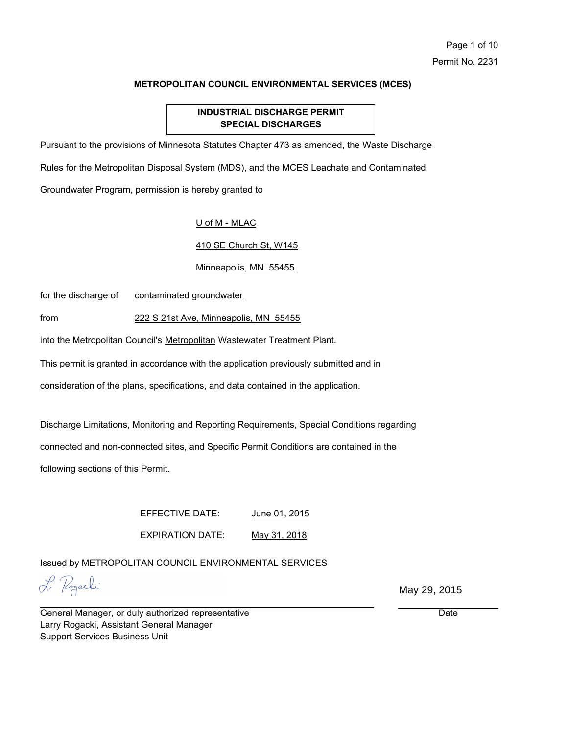**METROPOLITAN COUNCIL ENVIRONMENTAL SERVICES (MCES)**

**INDUSTRIAL DISCHARGE PERMIT**
**SPECIAL DISCHARGES**

Pursuant to the provisions of Minnesota Statutes Chapter 473 as amended, the Waste Discharge Rules for the Metropolitan Disposal System (MDS), and the MCES Leachate and Contaminated Groundwater Program, permission is hereby granted to

U of M - MLAC

410 SE Church St, W145

Minneapolis, MN 55455

for the discharge of contaminated groundwater

from 222 S 21st Ave, Minneapolis, MN 55455

into the Metropolitan Council's Metropolitan Wastewater Treatment Plant.

This permit is granted in accordance with the application previously submitted and in consideration of the plans, specifications, and data contained in the application.

Discharge Limitations, Monitoring and Reporting Requirements, Special Conditions regarding connected and non-connected sites, and Specific Permit Conditions are contained in the following sections of this Permit.

EFFECTIVE DATE: June 01, 2015

EXPIRATION DATE: May 31, 2018

Issued by METROPOLITAN COUNCIL ENVIRONMENTAL SERVICES

L. Rogacki

May 29, 2015

General Manager, or duly authorized representative — Date

Larry Rogacki, Assistant General Manager
Support Services Business Unit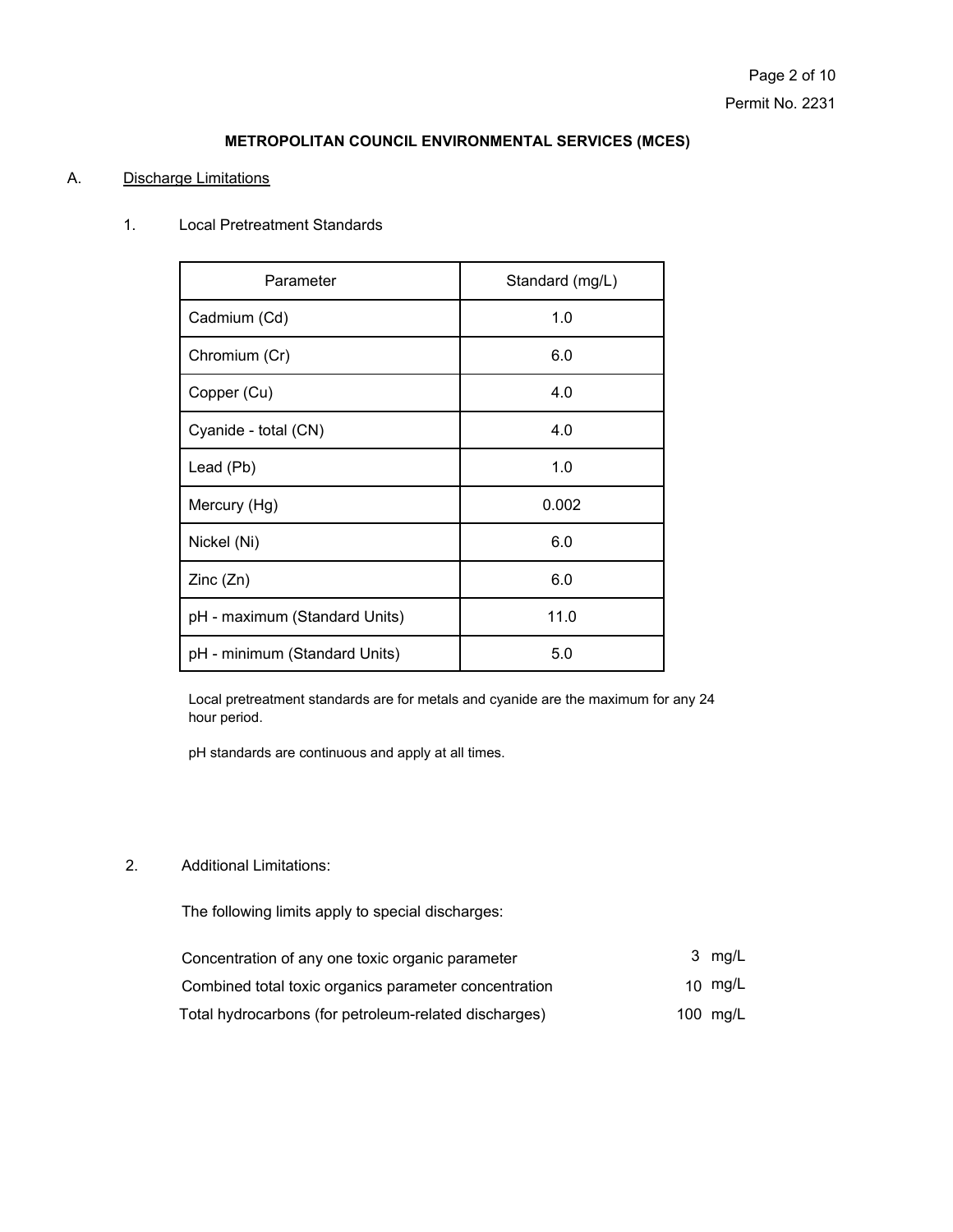**METROPOLITAN COUNCIL ENVIRONMENTAL SERVICES (MCES)**

A. Discharge Limitations

1. Local Pretreatment Standards

| Parameter | Standard (mg/L) |
|---|---|
| Cadmium (Cd) | 1.0 |
| Chromium (Cr) | 6.0 |
| Copper (Cu) | 4.0 |
| Cyanide - total (CN) | 4.0 |
| Lead (Pb) | 1.0 |
| Mercury (Hg) | 0.002 |
| Nickel (Ni) | 6.0 |
| Zinc (Zn) | 6.0 |
| pH - maximum (Standard Units) | 11.0 |
| pH - minimum (Standard Units) | 5.0 |

Local pretreatment standards are for metals and cyanide are the maximum for any 24 hour period.

pH standards are continuous and apply at all times.

2. Additional Limitations:

The following limits apply to special discharges:

| | |
|---|---|
| Concentration of any one toxic organic parameter | 3 mg/L |
| Combined total toxic organics parameter concentration | 10 mg/L |
| Total hydrocarbons (for petroleum-related discharges) | 100 mg/L |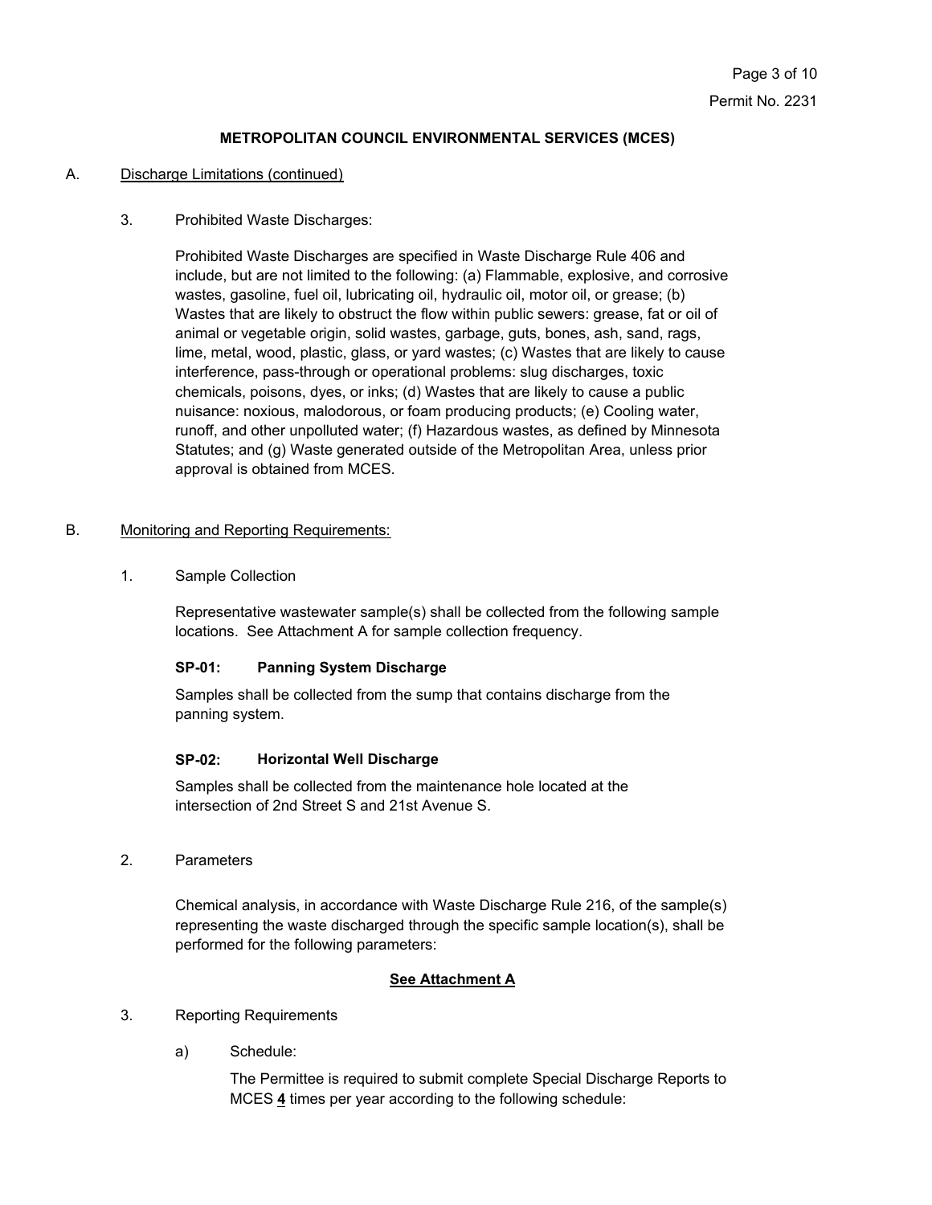**METROPOLITAN COUNCIL ENVIRONMENTAL SERVICES (MCES)**

A. Discharge Limitations (continued)

3. Prohibited Waste Discharges:

   Prohibited Waste Discharges are specified in Waste Discharge Rule 406 and include, but are not limited to the following: (a) Flammable, explosive, and corrosive wastes, gasoline, fuel oil, lubricating oil, hydraulic oil, motor oil, or grease; (b) Wastes that are likely to obstruct the flow within public sewers: grease, fat or oil of animal or vegetable origin, solid wastes, garbage, guts, bones, ash, sand, rags, lime, metal, wood, plastic, glass, or yard wastes; (c) Wastes that are likely to cause interference, pass-through or operational problems: slug discharges, toxic chemicals, poisons, dyes, or inks; (d) Wastes that are likely to cause a public nuisance: noxious, malodorous, or foam producing products; (e) Cooling water, runoff, and other unpolluted water; (f) Hazardous wastes, as defined by Minnesota Statutes; and (g) Waste generated outside of the Metropolitan Area, unless prior approval is obtained from MCES.

B. Monitoring and Reporting Requirements:

1. Sample Collection

   Representative wastewater sample(s) shall be collected from the following sample locations. See Attachment A for sample collection frequency.

   **SP-01: Panning System Discharge**

   Samples shall be collected from the sump that contains discharge from the panning system.

   **SP-02: Horizontal Well Discharge**

   Samples shall be collected from the maintenance hole located at the intersection of 2nd Street S and 21st Avenue S.

2. Parameters

   Chemical analysis, in accordance with Waste Discharge Rule 216, of the sample(s) representing the waste discharged through the specific sample location(s), shall be performed for the following parameters:

   **See Attachment A**

3. Reporting Requirements

   a) Schedule:

      The Permittee is required to submit complete Special Discharge Reports to MCES **4** times per year according to the following schedule: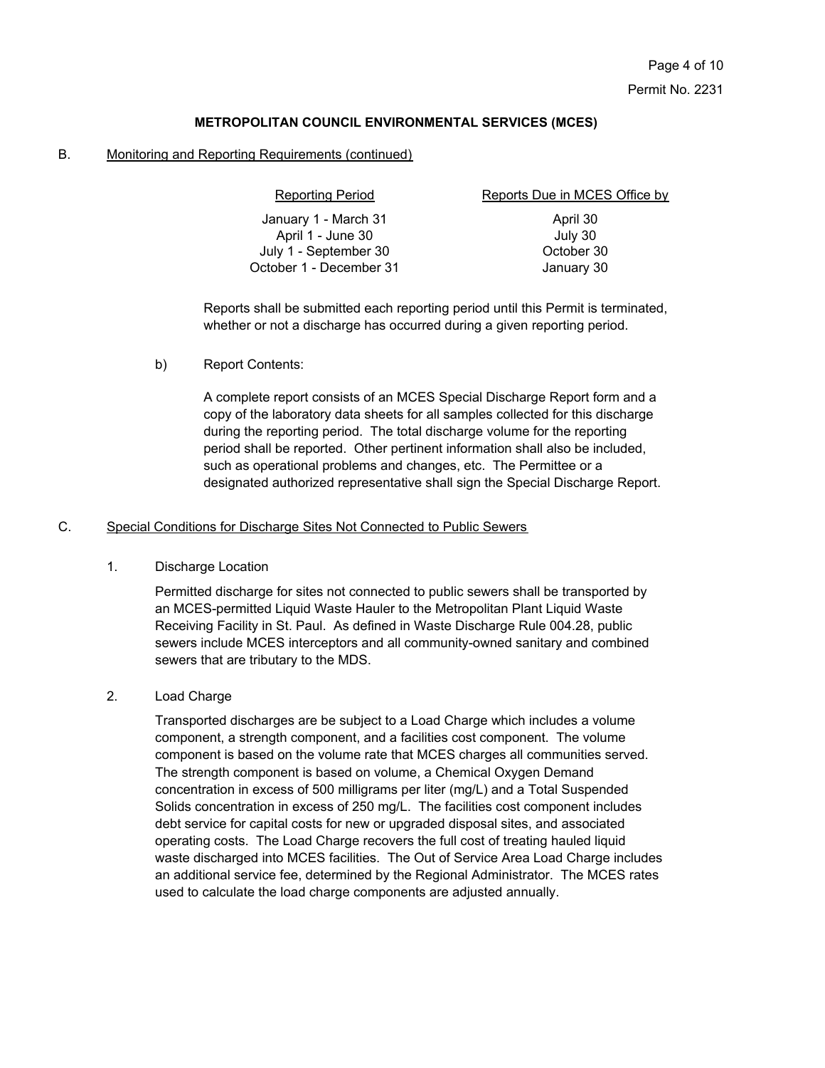**METROPOLITAN COUNCIL ENVIRONMENTAL SERVICES (MCES)**

B. Monitoring and Reporting Requirements (continued)

| Reporting Period | Reports Due in MCES Office by |
| --- | --- |
| January 1 - March 31 | April 30 |
| April 1 - June 30 | July 30 |
| July 1 - September 30 | October 30 |
| October 1 - December 31 | January 30 |

Reports shall be submitted each reporting period until this Permit is terminated, whether or not a discharge has occurred during a given reporting period.

b) Report Contents:

A complete report consists of an MCES Special Discharge Report form and a copy of the laboratory data sheets for all samples collected for this discharge during the reporting period. The total discharge volume for the reporting period shall be reported. Other pertinent information shall also be included, such as operational problems and changes, etc. The Permittee or a designated authorized representative shall sign the Special Discharge Report.

C. Special Conditions for Discharge Sites Not Connected to Public Sewers

1. Discharge Location

Permitted discharge for sites not connected to public sewers shall be transported by an MCES-permitted Liquid Waste Hauler to the Metropolitan Plant Liquid Waste Receiving Facility in St. Paul. As defined in Waste Discharge Rule 004.28, public sewers include MCES interceptors and all community-owned sanitary and combined sewers that are tributary to the MDS.

2. Load Charge

Transported discharges are be subject to a Load Charge which includes a volume component, a strength component, and a facilities cost component. The volume component is based on the volume rate that MCES charges all communities served. The strength component is based on volume, a Chemical Oxygen Demand concentration in excess of 500 milligrams per liter (mg/L) and a Total Suspended Solids concentration in excess of 250 mg/L. The facilities cost component includes debt service for capital costs for new or upgraded disposal sites, and associated operating costs. The Load Charge recovers the full cost of treating hauled liquid waste discharged into MCES facilities. The Out of Service Area Load Charge includes an additional service fee, determined by the Regional Administrator. The MCES rates used to calculate the load charge components are adjusted annually.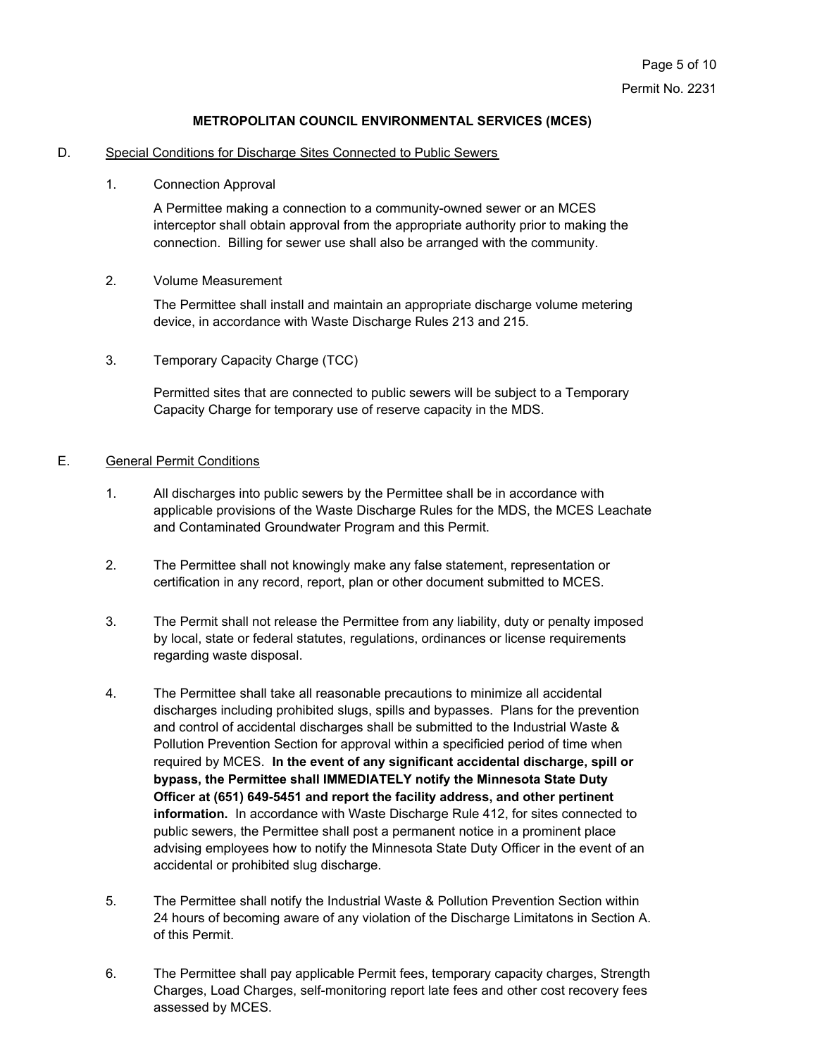**METROPOLITAN COUNCIL ENVIRONMENTAL SERVICES (MCES)**

D. Special Conditions for Discharge Sites Connected to Public Sewers

1. Connection Approval

   A Permittee making a connection to a community-owned sewer or an MCES interceptor shall obtain approval from the appropriate authority prior to making the connection. Billing for sewer use shall also be arranged with the community.

2. Volume Measurement

   The Permittee shall install and maintain an appropriate discharge volume metering device, in accordance with Waste Discharge Rules 213 and 215.

3. Temporary Capacity Charge (TCC)

   Permitted sites that are connected to public sewers will be subject to a Temporary Capacity Charge for temporary use of reserve capacity in the MDS.

E. General Permit Conditions

1. All discharges into public sewers by the Permittee shall be in accordance with applicable provisions of the Waste Discharge Rules for the MDS, the MCES Leachate and Contaminated Groundwater Program and this Permit.

2. The Permittee shall not knowingly make any false statement, representation or certification in any record, report, plan or other document submitted to MCES.

3. The Permit shall not release the Permittee from any liability, duty or penalty imposed by local, state or federal statutes, regulations, ordinances or license requirements regarding waste disposal.

4. The Permittee shall take all reasonable precautions to minimize all accidental discharges including prohibited slugs, spills and bypasses. Plans for the prevention and control of accidental discharges shall be submitted to the Industrial Waste & Pollution Prevention Section for approval within a specificied period of time when required by MCES. **In the event of any significant accidental discharge, spill or bypass, the Permittee shall IMMEDIATELY notify the Minnesota State Duty Officer at (651) 649-5451 and report the facility address, and other pertinent information.** In accordance with Waste Discharge Rule 412, for sites connected to public sewers, the Permittee shall post a permanent notice in a prominent place advising employees how to notify the Minnesota State Duty Officer in the event of an accidental or prohibited slug discharge.

5. The Permittee shall notify the Industrial Waste & Pollution Prevention Section within 24 hours of becoming aware of any violation of the Discharge Limitatons in Section A. of this Permit.

6. The Permittee shall pay applicable Permit fees, temporary capacity charges, Strength Charges, Load Charges, self-monitoring report late fees and other cost recovery fees assessed by MCES.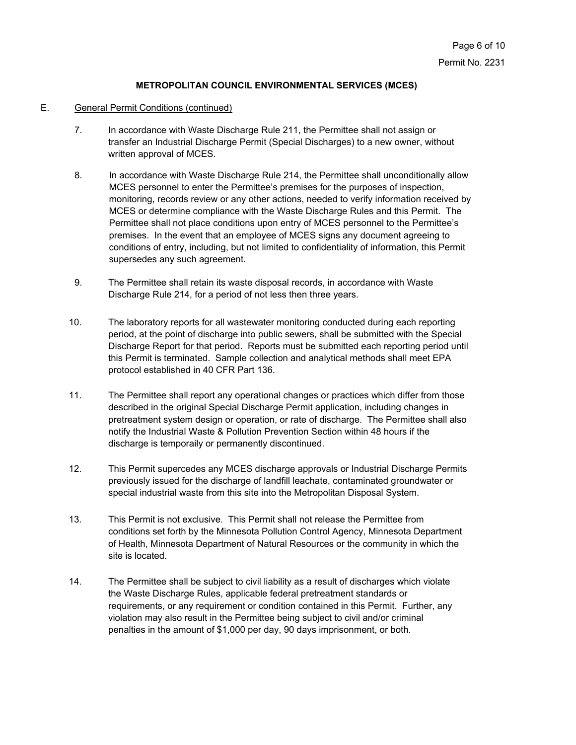**METROPOLITAN COUNCIL ENVIRONMENTAL SERVICES (MCES)**

E. General Permit Conditions (continued)

7. In accordance with Waste Discharge Rule 211, the Permittee shall not assign or transfer an Industrial Discharge Permit (Special Discharges) to a new owner, without written approval of MCES.

8. In accordance with Waste Discharge Rule 214, the Permittee shall unconditionally allow MCES personnel to enter the Permittee's premises for the purposes of inspection, monitoring, records review or any other actions, needed to verify information received by MCES or determine compliance with the Waste Discharge Rules and this Permit. The Permittee shall not place conditions upon entry of MCES personnel to the Permittee's premises. In the event that an employee of MCES signs any document agreeing to conditions of entry, including, but not limited to confidentiality of information, this Permit supersedes any such agreement.

9. The Permittee shall retain its waste disposal records, in accordance with Waste Discharge Rule 214, for a period of not less then three years.

10. The laboratory reports for all wastewater monitoring conducted during each reporting period, at the point of discharge into public sewers, shall be submitted with the Special Discharge Report for that period. Reports must be submitted each reporting period until this Permit is terminated. Sample collection and analytical methods shall meet EPA protocol established in 40 CFR Part 136.

11. The Permittee shall report any operational changes or practices which differ from those described in the original Special Discharge Permit application, including changes in pretreatment system design or operation, or rate of discharge. The Permittee shall also notify the Industrial Waste & Pollution Prevention Section within 48 hours if the discharge is temporaily or permanently discontinued.

12. This Permit supercedes any MCES discharge approvals or Industrial Discharge Permits previously issued for the discharge of landfill leachate, contaminated groundwater or special industrial waste from this site into the Metropolitan Disposal System.

13. This Permit is not exclusive. This Permit shall not release the Permittee from conditions set forth by the Minnesota Pollution Control Agency, Minnesota Department of Health, Minnesota Department of Natural Resources or the community in which the site is located.

14. The Permittee shall be subject to civil liability as a result of discharges which violate the Waste Discharge Rules, applicable federal pretreatment standards or requirements, or any requirement or condition contained in this Permit. Further, any violation may also result in the Permittee being subject to civil and/or criminal penalties in the amount of $1,000 per day, 90 days imprisonment, or both.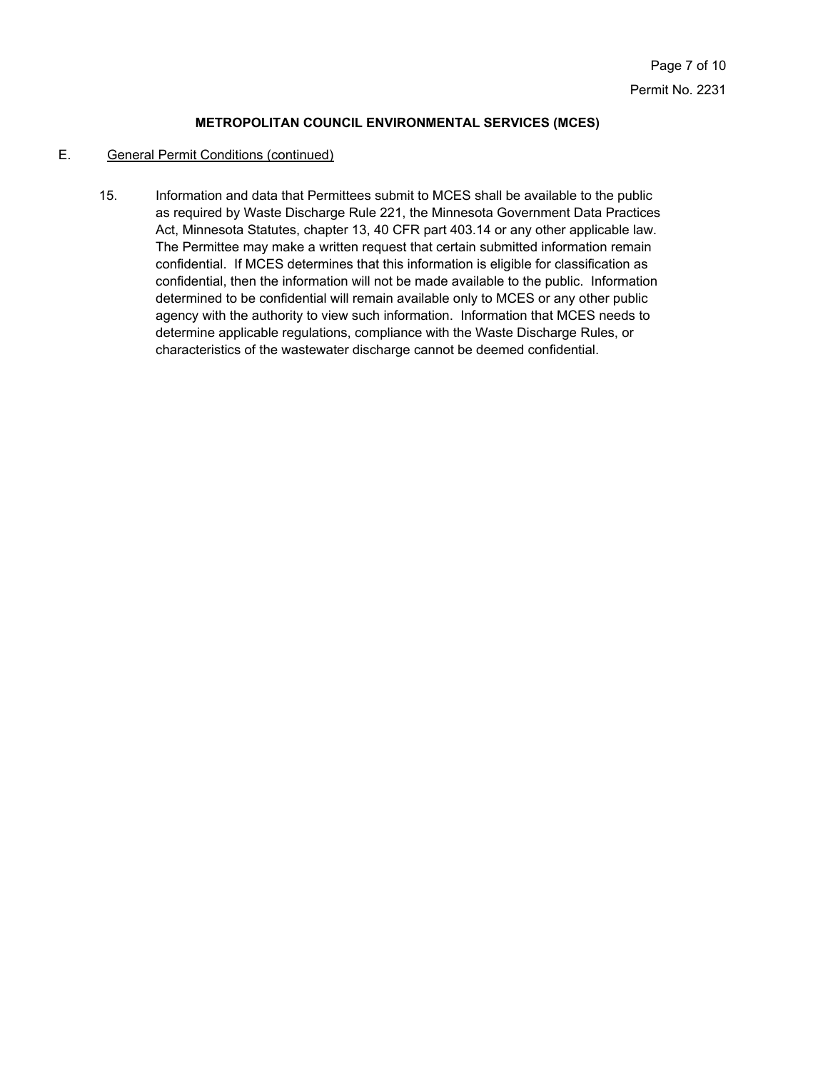**METROPOLITAN COUNCIL ENVIRONMENTAL SERVICES (MCES)**

E. General Permit Conditions (continued)

15. Information and data that Permittees submit to MCES shall be available to the public as required by Waste Discharge Rule 221, the Minnesota Government Data Practices Act, Minnesota Statutes, chapter 13, 40 CFR part 403.14 or any other applicable law. The Permittee may make a written request that certain submitted information remain confidential. If MCES determines that this information is eligible for classification as confidential, then the information will not be made available to the public. Information determined to be confidential will remain available only to MCES or any other public agency with the authority to view such information. Information that MCES needs to determine applicable regulations, compliance with the Waste Discharge Rules, or characteristics of the wastewater discharge cannot be deemed confidential.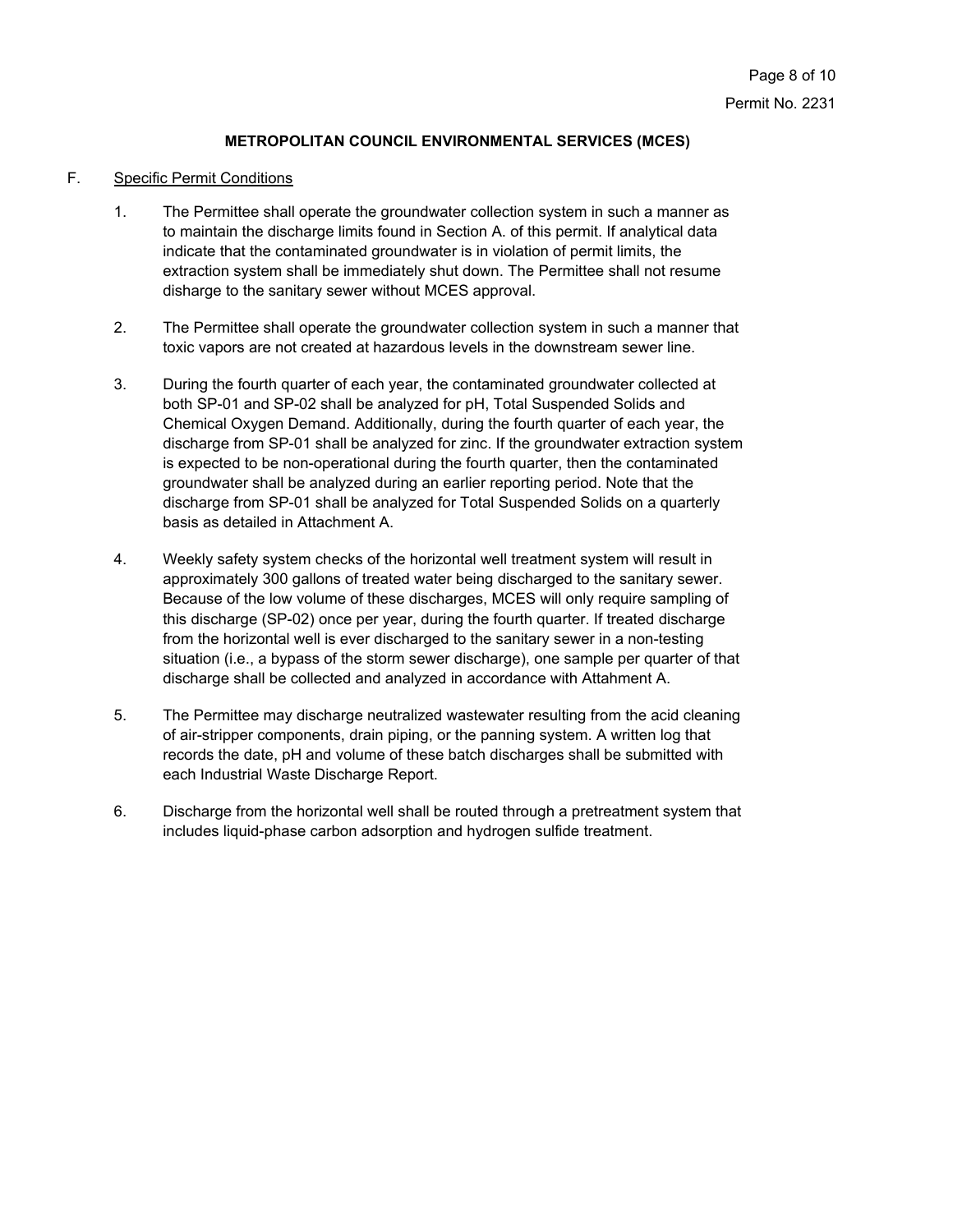**METROPOLITAN COUNCIL ENVIRONMENTAL SERVICES (MCES)**

F. Specific Permit Conditions

1. The Permittee shall operate the groundwater collection system in such a manner as to maintain the discharge limits found in Section A. of this permit. If analytical data indicate that the contaminated groundwater is in violation of permit limits, the extraction system shall be immediately shut down. The Permittee shall not resume disharge to the sanitary sewer without MCES approval.

2. The Permittee shall operate the groundwater collection system in such a manner that toxic vapors are not created at hazardous levels in the downstream sewer line.

3. During the fourth quarter of each year, the contaminated groundwater collected at both SP-01 and SP-02 shall be analyzed for pH, Total Suspended Solids and Chemical Oxygen Demand. Additionally, during the fourth quarter of each year, the discharge from SP-01 shall be analyzed for zinc. If the groundwater extraction system is expected to be non-operational during the fourth quarter, then the contaminated groundwater shall be analyzed during an earlier reporting period. Note that the discharge from SP-01 shall be analyzed for Total Suspended Solids on a quarterly basis as detailed in Attachment A.

4. Weekly safety system checks of the horizontal well treatment system will result in approximately 300 gallons of treated water being discharged to the sanitary sewer. Because of the low volume of these discharges, MCES will only require sampling of this discharge (SP-02) once per year, during the fourth quarter. If treated discharge from the horizontal well is ever discharged to the sanitary sewer in a non-testing situation (i.e., a bypass of the storm sewer discharge), one sample per quarter of that discharge shall be collected and analyzed in accordance with Attahment A.

5. The Permittee may discharge neutralized wastewater resulting from the acid cleaning of air-stripper components, drain piping, or the panning system. A written log that records the date, pH and volume of these batch discharges shall be submitted with each Industrial Waste Discharge Report.

6. Discharge from the horizontal well shall be routed through a pretreatment system that includes liquid-phase carbon adsorption and hydrogen sulfide treatment.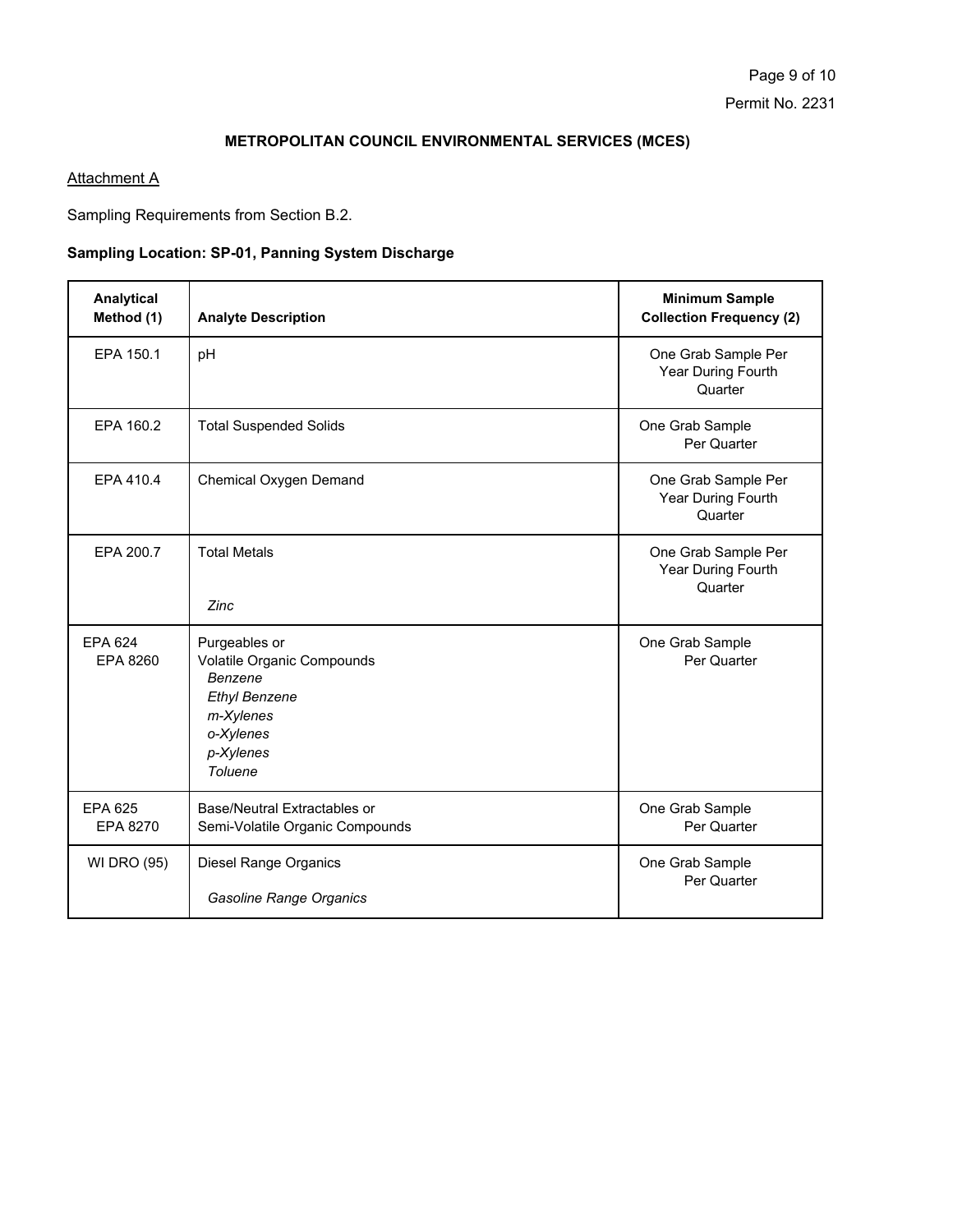## METROPOLITAN COUNCIL ENVIRONMENTAL SERVICES (MCES)

Attachment A

Sampling Requirements from Section B.2.

**Sampling Location: SP-01, Panning System Discharge**

| Analytical Method (1) | Analyte Description | Minimum Sample Collection Frequency (2) |
|---|---|---|
| EPA 150.1 | pH | One Grab Sample Per Year During Fourth Quarter |
| EPA 160.2 | Total Suspended Solids | One Grab Sample Per Quarter |
| EPA 410.4 | Chemical Oxygen Demand | One Grab Sample Per Year During Fourth Quarter |
| EPA 200.7 | Total Metals<br>*Zinc* | One Grab Sample Per Year During Fourth Quarter |
| EPA 624<br>EPA 8260 | Purgeables or<br>Volatile Organic Compounds<br>*Benzene*<br>*Ethyl Benzene*<br>*m-Xylenes*<br>*o-Xylenes*<br>*p-Xylenes*<br>*Toluene* | One Grab Sample Per Quarter |
| EPA 625<br>EPA 8270 | Base/Neutral Extractables or<br>Semi-Volatile Organic Compounds | One Grab Sample Per Quarter |
| WI DRO (95) | Diesel Range Organics<br>*Gasoline Range Organics* | One Grab Sample Per Quarter |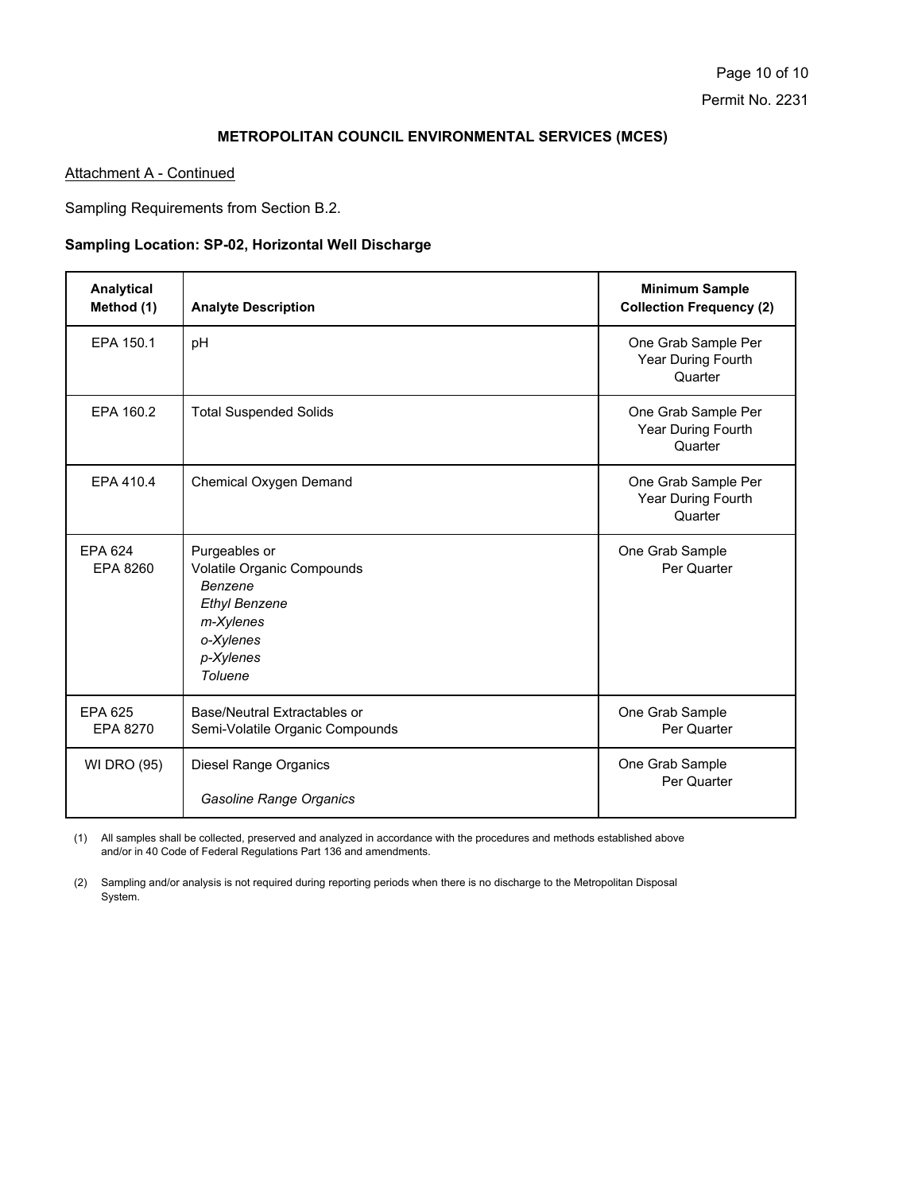**METROPOLITAN COUNCIL ENVIRONMENTAL SERVICES (MCES)**

Attachment A - Continued

Sampling Requirements from Section B.2.

**Sampling Location: SP-02, Horizontal Well Discharge**

| Analytical Method (1) | Analyte Description | Minimum Sample Collection Frequency (2) |
|---|---|---|
| EPA 150.1 | pH | One Grab Sample Per Year During Fourth Quarter |
| EPA 160.2 | Total Suspended Solids | One Grab Sample Per Year During Fourth Quarter |
| EPA 410.4 | Chemical Oxygen Demand | One Grab Sample Per Year During Fourth Quarter |
| EPA 624<br>EPA 8260 | Purgeables or<br>Volatile Organic Compounds<br>*Benzene*<br>*Ethyl Benzene*<br>*m-Xylenes*<br>*o-Xylenes*<br>*p-Xylenes*<br>*Toluene* | One Grab Sample Per Quarter |
| EPA 625<br>EPA 8270 | Base/Neutral Extractables or<br>Semi-Volatile Organic Compounds | One Grab Sample Per Quarter |
| WI DRO (95) | Diesel Range Organics<br>*Gasoline Range Organics* | One Grab Sample Per Quarter |

(1) All samples shall be collected, preserved and analyzed in accordance with the procedures and methods established above and/or in 40 Code of Federal Regulations Part 136 and amendments.

(2) Sampling and/or analysis is not required during reporting periods when there is no discharge to the Metropolitan Disposal System.